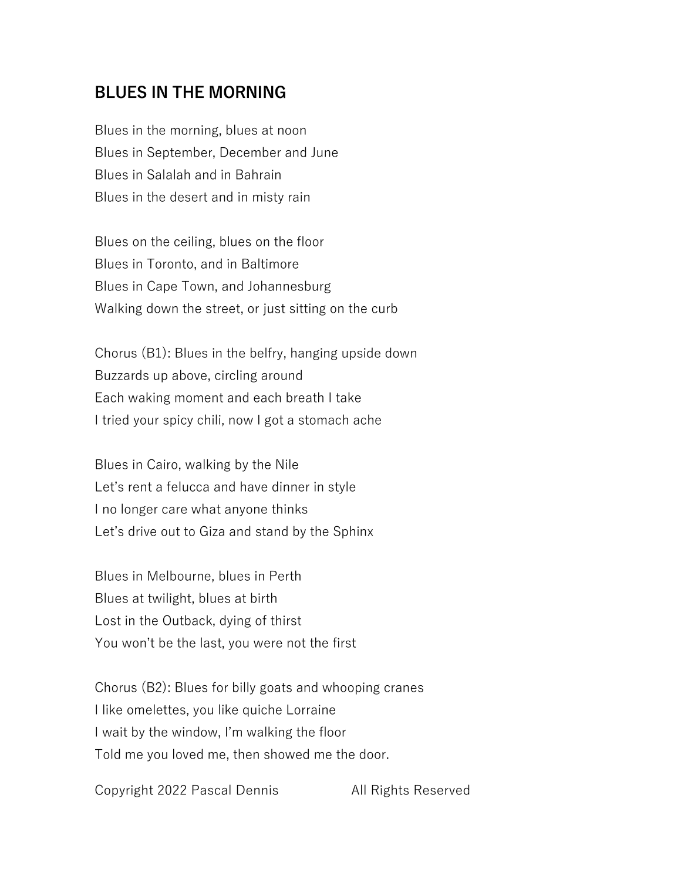# BLUES IN THE MORNING

Blues in the morning, blues at noon
Blues in September, December and June
Blues in Salalah and in Bahrain
Blues in the desert and in misty rain

Blues on the ceiling, blues on the floor
Blues in Toronto, and in Baltimore
Blues in Cape Town, and Johannesburg
Walking down the street, or just sitting on the curb

Chorus (B1): Blues in the belfry, hanging upside down
Buzzards up above, circling around
Each waking moment and each breath I take
I tried your spicy chili, now I got a stomach ache

Blues in Cairo, walking by the Nile
Let's rent a felucca and have dinner in style
I no longer care what anyone thinks
Let's drive out to Giza and stand by the Sphinx

Blues in Melbourne, blues in Perth
Blues at twilight, blues at birth
Lost in the Outback, dying of thirst
You won't be the last, you were not the first

Chorus (B2): Blues for billy goats and whooping cranes
I like omelettes, you like quiche Lorraine
I wait by the window, I'm walking the floor
Told me you loved me, then showed me the door.

Copyright 2022 Pascal Dennis All Rights Reserved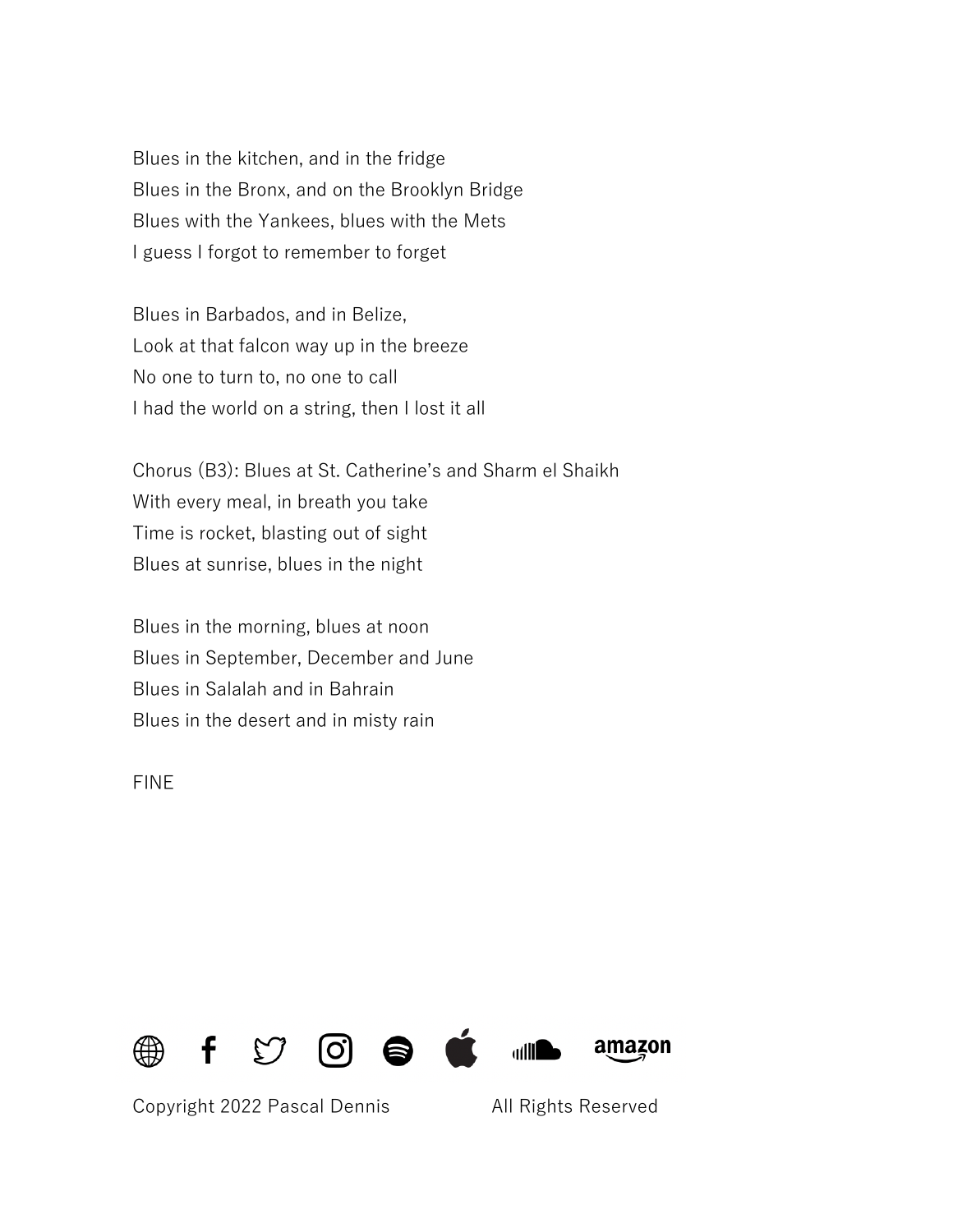Blues in the kitchen, and in the fridge
Blues in the Bronx, and on the Brooklyn Bridge
Blues with the Yankees, blues with the Mets
I guess I forgot to remember to forget

Blues in Barbados, and in Belize,
Look at that falcon way up in the breeze
No one to turn to, no one to call
I had the world on a string, then I lost it all

Chorus (B3): Blues at St. Catherine's and Sharm el Shaikh
With every meal, in breath you take
Time is rocket, blasting out of sight
Blues at sunrise, blues in the night

Blues in the morning, blues at noon
Blues in September, December and June
Blues in Salalah and in Bahrain
Blues in the desert and in misty rain

FINE

amazon

Copyright 2022 Pascal Dennis All Rights Reserved